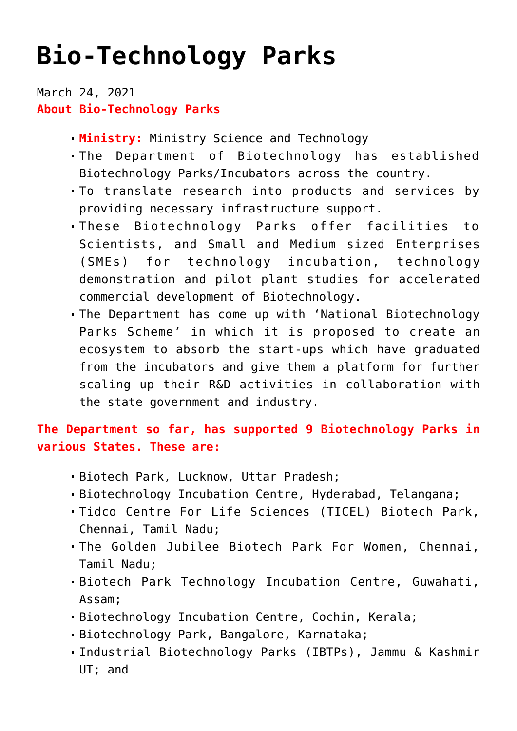# Bio-Technology Parks

March 24, 2021

**About Bio-Technology Parks**

- **Ministry:** Ministry Science and Technology
- The Department of Biotechnology has established Biotechnology Parks/Incubators across the country.
- To translate research into products and services by providing necessary infrastructure support.
- These Biotechnology Parks offer facilities to Scientists, and Small and Medium sized Enterprises (SMEs) for technology incubation, technology demonstration and pilot plant studies for accelerated commercial development of Biotechnology.
- The Department has come up with 'National Biotechnology Parks Scheme' in which it is proposed to create an ecosystem to absorb the start-ups which have graduated from the incubators and give them a platform for further scaling up their R&D activities in collaboration with the state government and industry.

**The Department so far, has supported 9 Biotechnology Parks in various States. These are:**

- Biotech Park, Lucknow, Uttar Pradesh;
- Biotechnology Incubation Centre, Hyderabad, Telangana;
- Tidco Centre For Life Sciences (TICEL) Biotech Park, Chennai, Tamil Nadu;
- The Golden Jubilee Biotech Park For Women, Chennai, Tamil Nadu;
- Biotech Park Technology Incubation Centre, Guwahati, Assam;
- Biotechnology Incubation Centre, Cochin, Kerala;
- Biotechnology Park, Bangalore, Karnataka;
- Industrial Biotechnology Parks (IBTPs), Jammu & Kashmir UT; and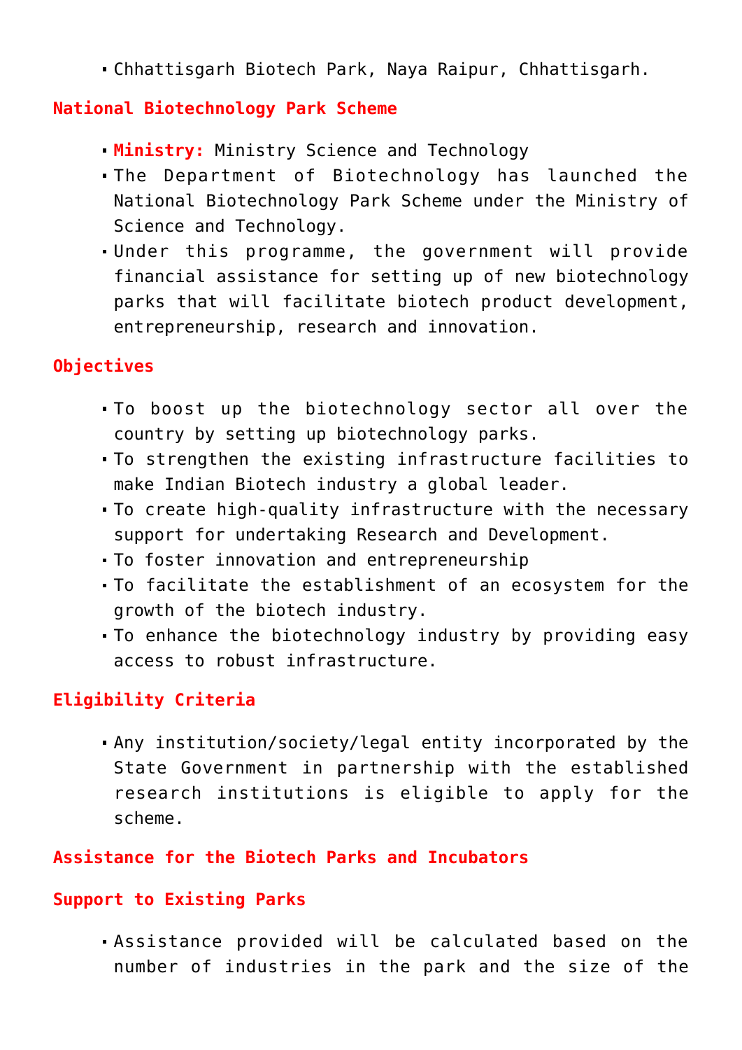- Chhattisgarh Biotech Park, Naya Raipur, Chhattisgarh.

## National Biotechnology Park Scheme

- **Ministry:** Ministry Science and Technology
- The Department of Biotechnology has launched the National Biotechnology Park Scheme under the Ministry of Science and Technology.
- Under this programme, the government will provide financial assistance for setting up of new biotechnology parks that will facilitate biotech product development, entrepreneurship, research and innovation.

## Objectives

- To boost up the biotechnology sector all over the country by setting up biotechnology parks.
- To strengthen the existing infrastructure facilities to make Indian Biotech industry a global leader.
- To create high-quality infrastructure with the necessary support for undertaking Research and Development.
- To foster innovation and entrepreneurship
- To facilitate the establishment of an ecosystem for the growth of the biotech industry.
- To enhance the biotechnology industry by providing easy access to robust infrastructure.

## Eligibility Criteria

- Any institution/society/legal entity incorporated by the State Government in partnership with the established research institutions is eligible to apply for the scheme.

## Assistance for the Biotech Parks and Incubators

## Support to Existing Parks

- Assistance provided will be calculated based on the number of industries in the park and the size of the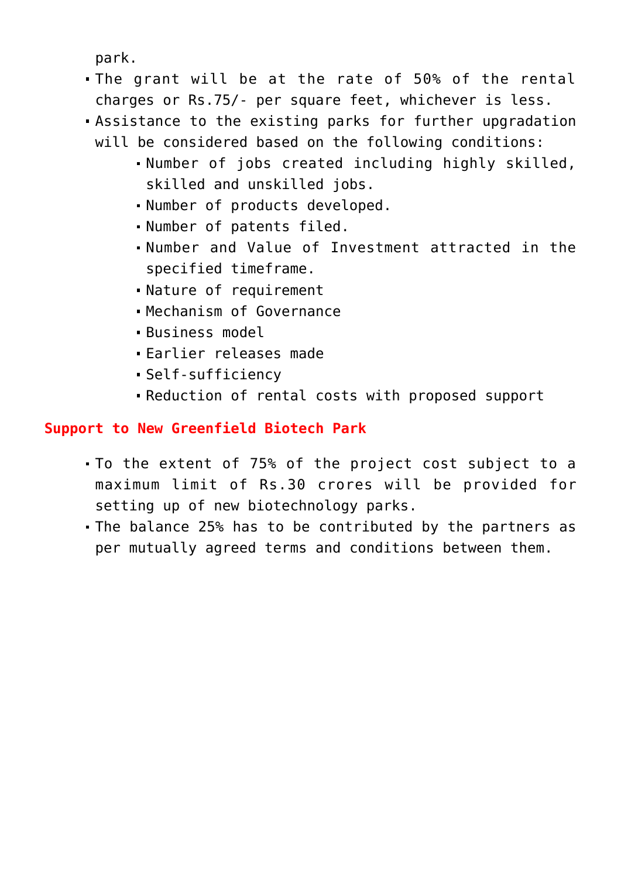park.

- The grant will be at the rate of 50% of the rental charges or Rs.75/- per square feet, whichever is less.
- Assistance to the existing parks for further upgradation will be considered based on the following conditions:
  - Number of jobs created including highly skilled, skilled and unskilled jobs.
  - Number of products developed.
  - Number of patents filed.
  - Number and Value of Investment attracted in the specified timeframe.
  - Nature of requirement
  - Mechanism of Governance
  - Business model
  - Earlier releases made
  - Self-sufficiency
  - Reduction of rental costs with proposed support

### Support to New Greenfield Biotech Park

- To the extent of 75% of the project cost subject to a maximum limit of Rs.30 crores will be provided for setting up of new biotechnology parks.
- The balance 25% has to be contributed by the partners as per mutually agreed terms and conditions between them.